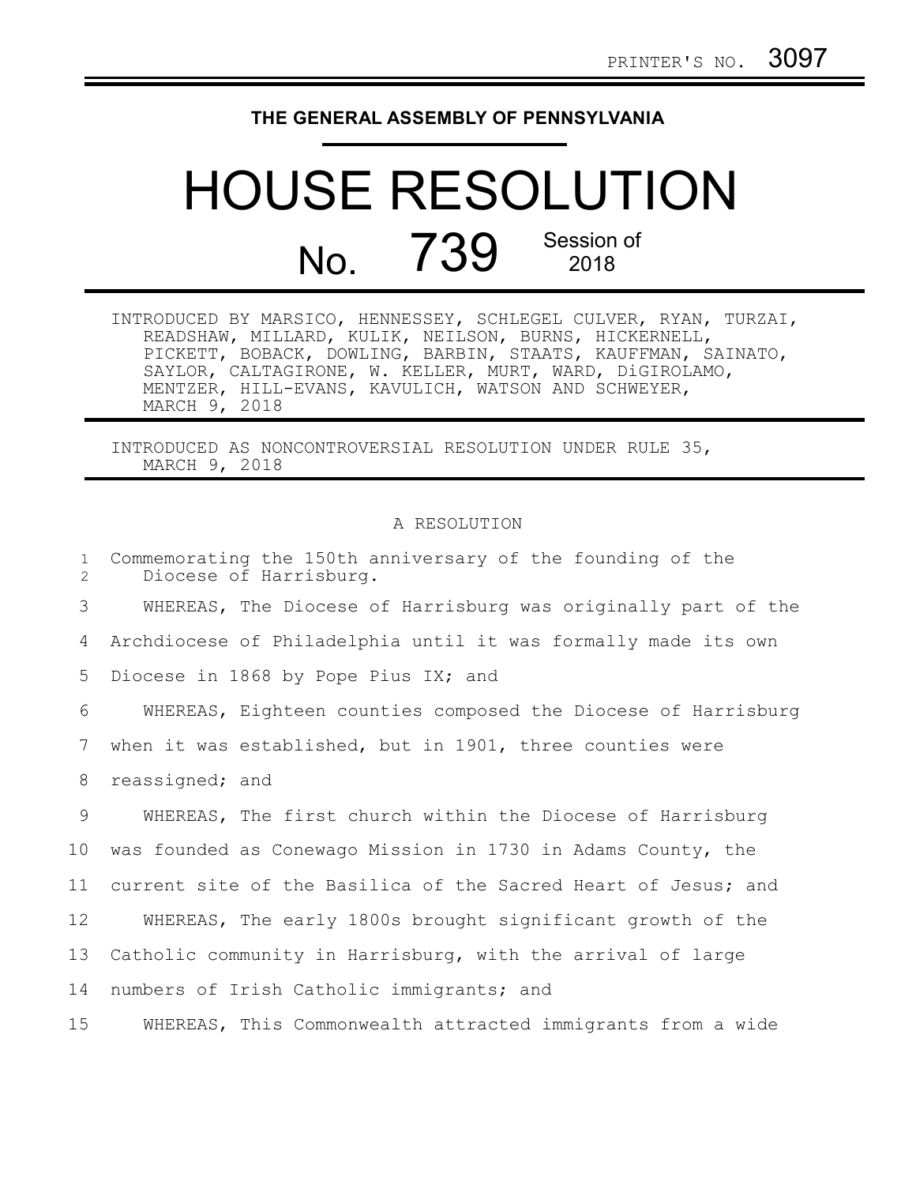PRINTER'S NO. 3097

**THE GENERAL ASSEMBLY OF PENNSYLVANIA**

# HOUSE RESOLUTION

## No. 739 Session of 2018

INTRODUCED BY MARSICO, HENNESSEY, SCHLEGEL CULVER, RYAN, TURZAI, READSHAW, MILLARD, KULIK, NEILSON, BURNS, HICKERNELL, PICKETT, BOBACK, DOWLING, BARBIN, STAATS, KAUFFMAN, SAINATO, SAYLOR, CALTAGIRONE, W. KELLER, MURT, WARD, DiGIROLAMO, MENTZER, HILL-EVANS, KAVULICH, WATSON AND SCHWEYER, MARCH 9, 2018

INTRODUCED AS NONCONTROVERSIAL RESOLUTION UNDER RULE 35, MARCH 9, 2018

A RESOLUTION

Commemorating the 150th anniversary of the founding of the Diocese of Harrisburg.

WHEREAS, The Diocese of Harrisburg was originally part of the Archdiocese of Philadelphia until it was formally made its own Diocese in 1868 by Pope Pius IX; and

WHEREAS, Eighteen counties composed the Diocese of Harrisburg when it was established, but in 1901, three counties were reassigned; and

WHEREAS, The first church within the Diocese of Harrisburg was founded as Conewago Mission in 1730 in Adams County, the current site of the Basilica of the Sacred Heart of Jesus; and

WHEREAS, The early 1800s brought significant growth of the Catholic community in Harrisburg, with the arrival of large numbers of Irish Catholic immigrants; and

WHEREAS, This Commonwealth attracted immigrants from a wide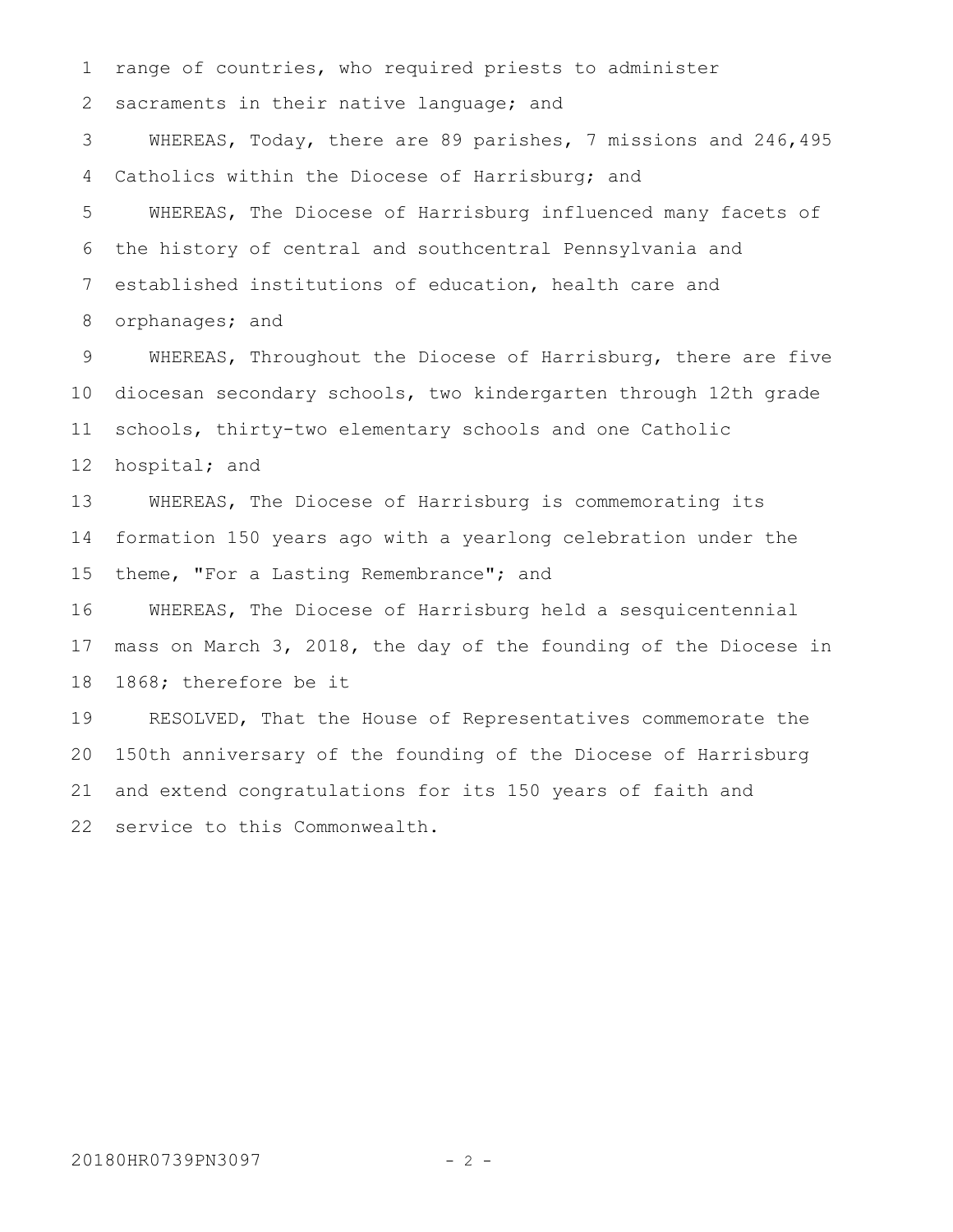range of countries, who required priests to administer sacraments in their native language; and

WHEREAS, Today, there are 89 parishes, 7 missions and 246,495 Catholics within the Diocese of Harrisburg; and

WHEREAS, The Diocese of Harrisburg influenced many facets of the history of central and southcentral Pennsylvania and established institutions of education, health care and orphanages; and

WHEREAS, Throughout the Diocese of Harrisburg, there are five diocesan secondary schools, two kindergarten through 12th grade schools, thirty-two elementary schools and one Catholic hospital; and

WHEREAS, The Diocese of Harrisburg is commemorating its formation 150 years ago with a yearlong celebration under the theme, "For a Lasting Remembrance"; and

WHEREAS, The Diocese of Harrisburg held a sesquicentennial mass on March 3, 2018, the day of the founding of the Diocese in 1868; therefore be it

RESOLVED, That the House of Representatives commemorate the 150th anniversary of the founding of the Diocese of Harrisburg and extend congratulations for its 150 years of faith and service to this Commonwealth.